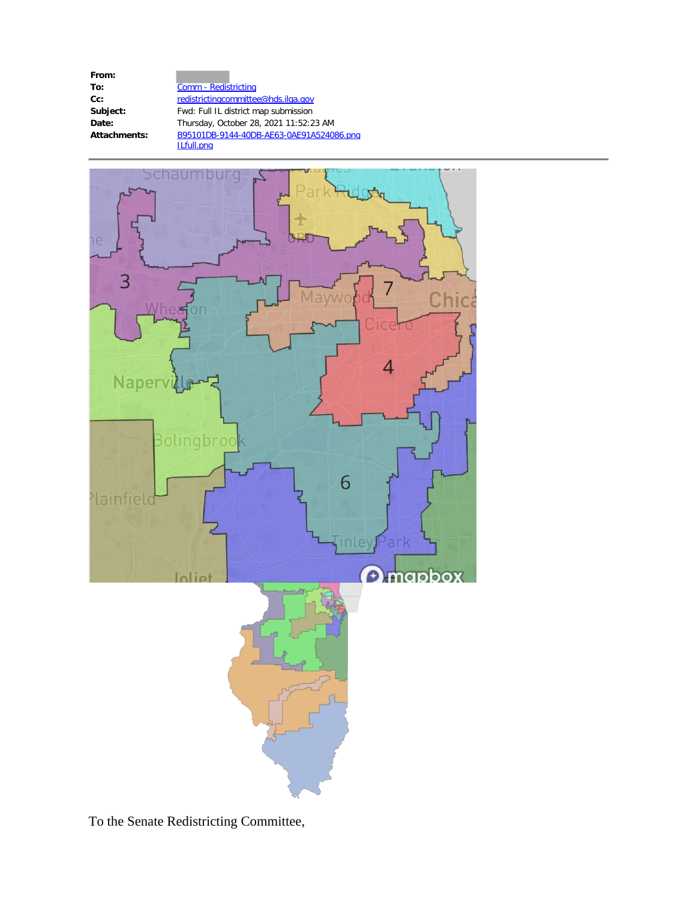| | |
|---|---|
| **From:** | |
| **To:** | Comm - Redistricting |
| **Cc:** | redistrictingcommittee@hds.ilga.gov |
| **Subject:** | Fwd: Full IL district map submission |
| **Date:** | Thursday, October 28, 2021 11:52:23 AM |
| **Attachments:** | B95101DB-9144-40DB-AE63-0AE91A524086.png<br>ILfull.png |

To the Senate Redistricting Committee,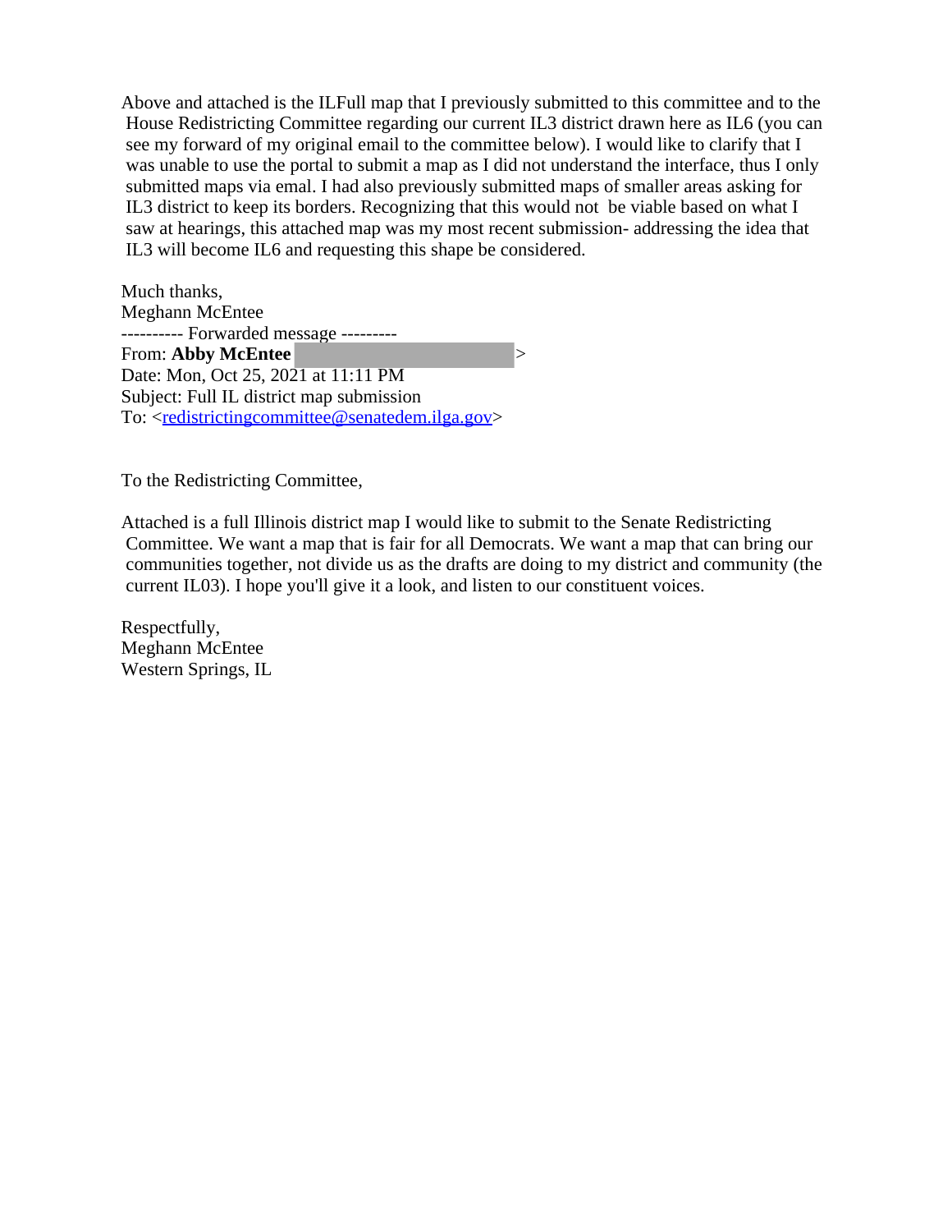Above and attached is the ILFull map that I previously submitted to this committee and to the House Redistricting Committee regarding our current IL3 district drawn here as IL6 (you can see my forward of my original email to the committee below). I would like to clarify that I was unable to use the portal to submit a map as I did not understand the interface, thus I only submitted maps via emal. I had also previously submitted maps of smaller areas asking for IL3 district to keep its borders. Recognizing that this would not be viable based on what I saw at hearings, this attached map was my most recent submission- addressing the idea that IL3 will become IL6 and requesting this shape be considered.

Much thanks,
Meghann McEntee
---------- Forwarded message ---------
From: **Abby McEntee** >
Date: Mon, Oct 25, 2021 at 11:11 PM
Subject: Full IL district map submission
To: <redistrictingcommittee@senatedem.ilga.gov>

To the Redistricting Committee,

Attached is a full Illinois district map I would like to submit to the Senate Redistricting Committee. We want a map that is fair for all Democrats. We want a map that can bring our communities together, not divide us as the drafts are doing to my district and community (the current IL03). I hope you'll give it a look, and listen to our constituent voices.

Respectfully,
Meghann McEntee
Western Springs, IL